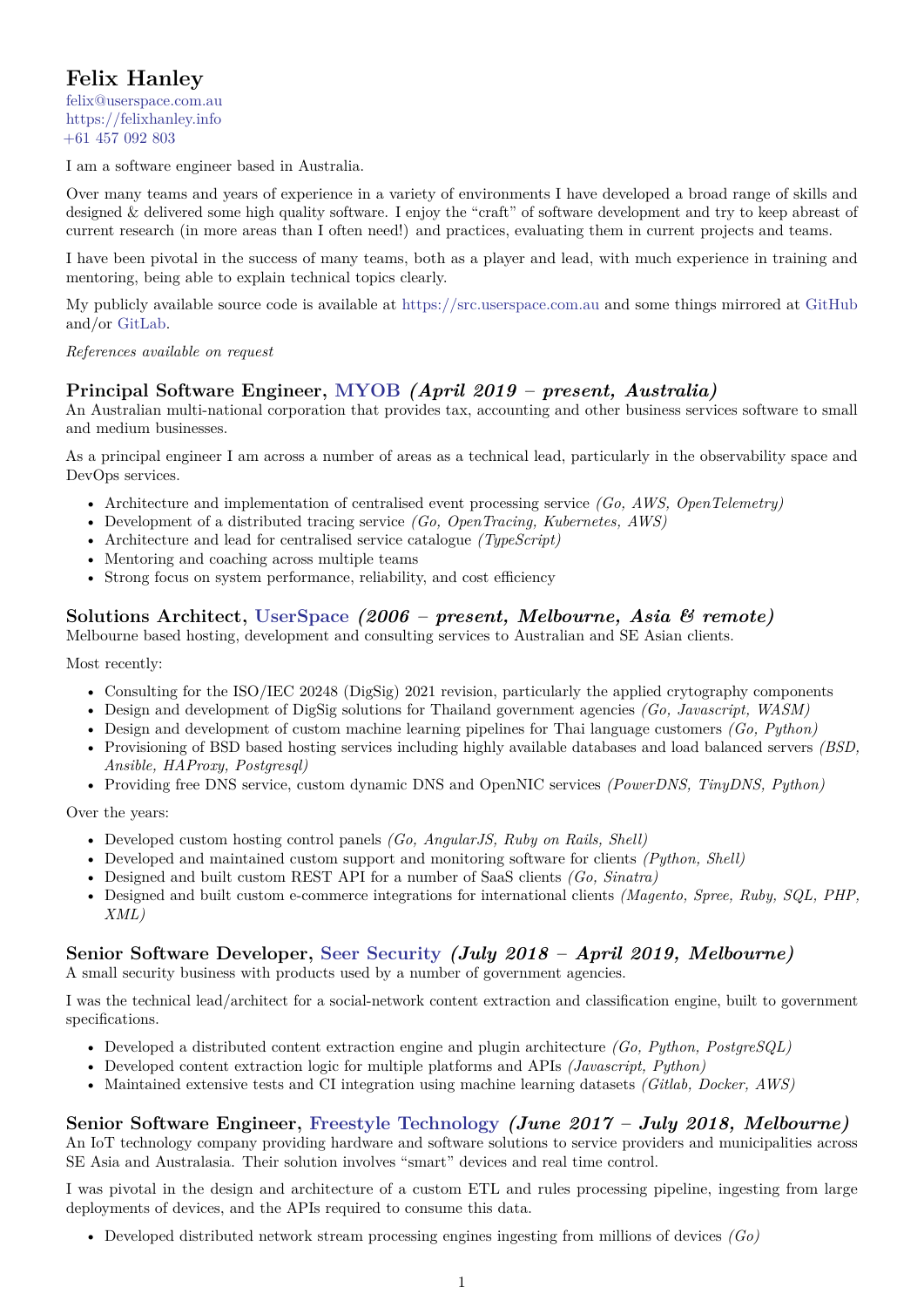# Felix Hanley

felix@userspace.com.au
https://felixhanley.info
+61 457 092 803

I am a software engineer based in Australia.

Over many teams and years of experience in a variety of environments I have developed a broad range of skills and designed & delivered some high quality software. I enjoy the "craft" of software development and try to keep abreast of current research (in more areas than I often need!) and practices, evaluating them in current projects and teams.

I have been pivotal in the success of many teams, both as a player and lead, with much experience in training and mentoring, being able to explain technical topics clearly.

My publicly available source code is available at https://src.userspace.com.au and some things mirrored at GitHub and/or GitLab.

*References available on request*

## Principal Software Engineer, MYOB *(April 2019 – present, Australia)*

An Australian multi-national corporation that provides tax, accounting and other business services software to small and medium businesses.

As a principal engineer I am across a number of areas as a technical lead, particularly in the observability space and DevOps services.

- Architecture and implementation of centralised event processing service *(Go, AWS, OpenTelemetry)*
- Development of a distributed tracing service *(Go, OpenTracing, Kubernetes, AWS)*
- Architecture and lead for centralised service catalogue *(TypeScript)*
- Mentoring and coaching across multiple teams
- Strong focus on system performance, reliability, and cost efficiency

## Solutions Architect, UserSpace *(2006 – present, Melbourne, Asia & remote)*

Melbourne based hosting, development and consulting services to Australian and SE Asian clients.

Most recently:

- Consulting for the ISO/IEC 20248 (DigSig) 2021 revision, particularly the applied crytography components
- Design and development of DigSig solutions for Thailand government agencies *(Go, Javascript, WASM)*
- Design and development of custom machine learning pipelines for Thai language customers *(Go, Python)*
- Provisioning of BSD based hosting services including highly available databases and load balanced servers *(BSD, Ansible, HAProxy, Postgresql)*
- Providing free DNS service, custom dynamic DNS and OpenNIC services *(PowerDNS, TinyDNS, Python)*

Over the years:

- Developed custom hosting control panels *(Go, AngularJS, Ruby on Rails, Shell)*
- Developed and maintained custom support and monitoring software for clients *(Python, Shell)*
- Designed and built custom REST API for a number of SaaS clients *(Go, Sinatra)*
- Designed and built custom e-commerce integrations for international clients *(Magento, Spree, Ruby, SQL, PHP, XML)*

## Senior Software Developer, Seer Security *(July 2018 – April 2019, Melbourne)*

A small security business with products used by a number of government agencies.

I was the technical lead/architect for a social-network content extraction and classification engine, built to government specifications.

- Developed a distributed content extraction engine and plugin architecture *(Go, Python, PostgreSQL)*
- Developed content extraction logic for multiple platforms and APIs *(Javascript, Python)*
- Maintained extensive tests and CI integration using machine learning datasets *(Gitlab, Docker, AWS)*

## Senior Software Engineer, Freestyle Technology *(June 2017 – July 2018, Melbourne)*

An IoT technology company providing hardware and software solutions to service providers and municipalities across SE Asia and Australasia. Their solution involves "smart" devices and real time control.

I was pivotal in the design and architecture of a custom ETL and rules processing pipeline, ingesting from large deployments of devices, and the APIs required to consume this data.

- Developed distributed network stream processing engines ingesting from millions of devices *(Go)*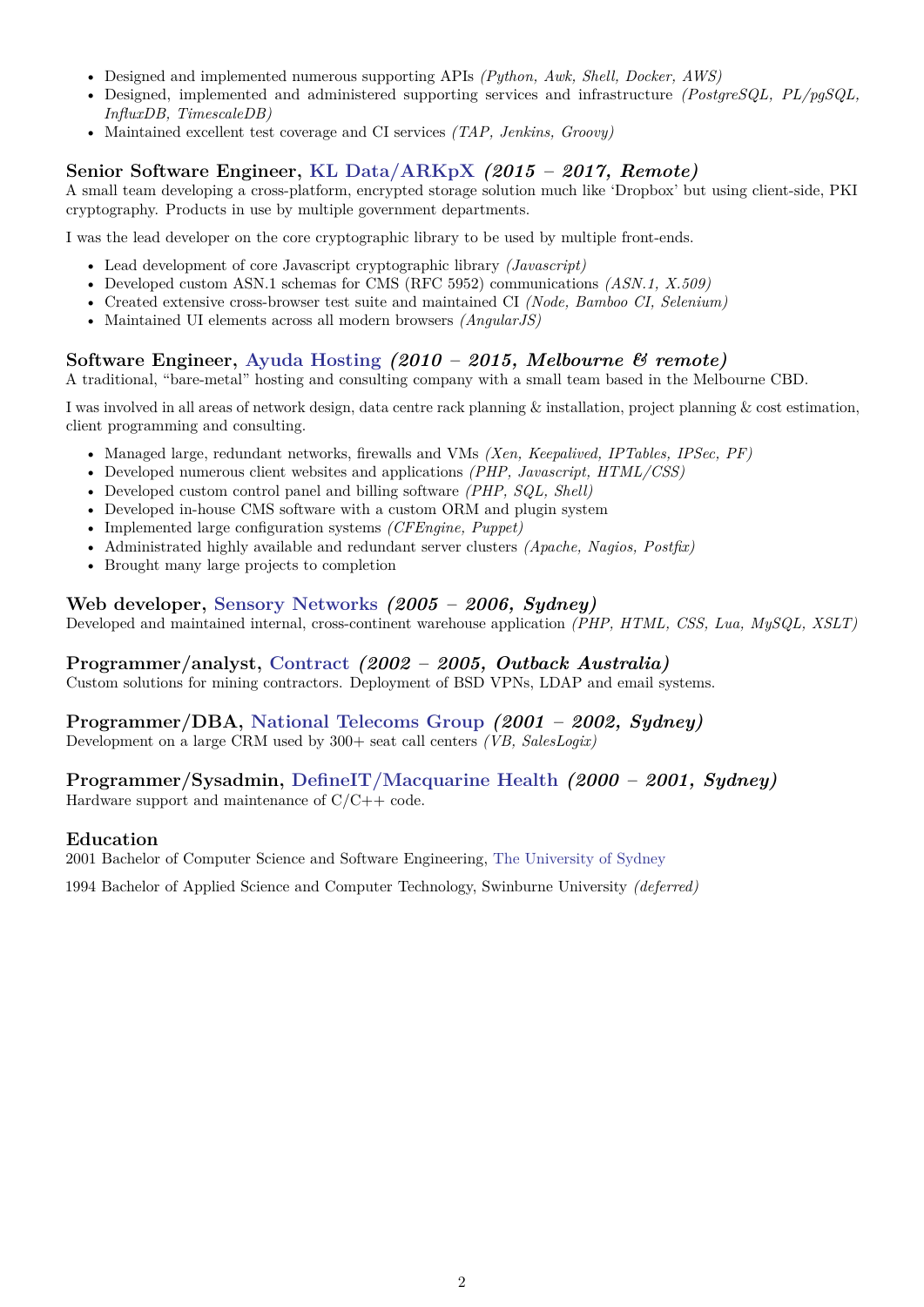- Designed and implemented numerous supporting APIs *(Python, Awk, Shell, Docker, AWS)*
- Designed, implemented and administered supporting services and infrastructure *(PostgreSQL, PL/pgSQL, InfluxDB, TimescaleDB)*
- Maintained excellent test coverage and CI services *(TAP, Jenkins, Groovy)*

### Senior Software Engineer, KL Data/ARKpX *(2015 – 2017, Remote)*

A small team developing a cross-platform, encrypted storage solution much like 'Dropbox' but using client-side, PKI cryptography. Products in use by multiple government departments.

I was the lead developer on the core cryptographic library to be used by multiple front-ends.

- Lead development of core Javascript cryptographic library *(Javascript)*
- Developed custom ASN.1 schemas for CMS (RFC 5952) communications *(ASN.1, X.509)*
- Created extensive cross-browser test suite and maintained CI *(Node, Bamboo CI, Selenium)*
- Maintained UI elements across all modern browsers *(AngularJS)*

### Software Engineer, Ayuda Hosting *(2010 – 2015, Melbourne & remote)*

A traditional, "bare-metal" hosting and consulting company with a small team based in the Melbourne CBD.

I was involved in all areas of network design, data centre rack planning & installation, project planning & cost estimation, client programming and consulting.

- Managed large, redundant networks, firewalls and VMs *(Xen, Keepalived, IPTables, IPSec, PF)*
- Developed numerous client websites and applications *(PHP, Javascript, HTML/CSS)*
- Developed custom control panel and billing software *(PHP, SQL, Shell)*
- Developed in-house CMS software with a custom ORM and plugin system
- Implemented large configuration systems *(CFEngine, Puppet)*
- Administrated highly available and redundant server clusters *(Apache, Nagios, Postfix)*
- Brought many large projects to completion

### Web developer, Sensory Networks *(2005 – 2006, Sydney)*

Developed and maintained internal, cross-continent warehouse application *(PHP, HTML, CSS, Lua, MySQL, XSLT)*

### Programmer/analyst, Contract *(2002 – 2005, Outback Australia)*

Custom solutions for mining contractors. Deployment of BSD VPNs, LDAP and email systems.

### Programmer/DBA, National Telecoms Group *(2001 – 2002, Sydney)*

Development on a large CRM used by 300+ seat call centers *(VB, SalesLogix)*

### Programmer/Sysadmin, DefineIT/Macquarine Health *(2000 – 2001, Sydney)*

Hardware support and maintenance of C/C++ code.

## Education

2001 Bachelor of Computer Science and Software Engineering, The University of Sydney

1994 Bachelor of Applied Science and Computer Technology, Swinburne University *(deferred)*